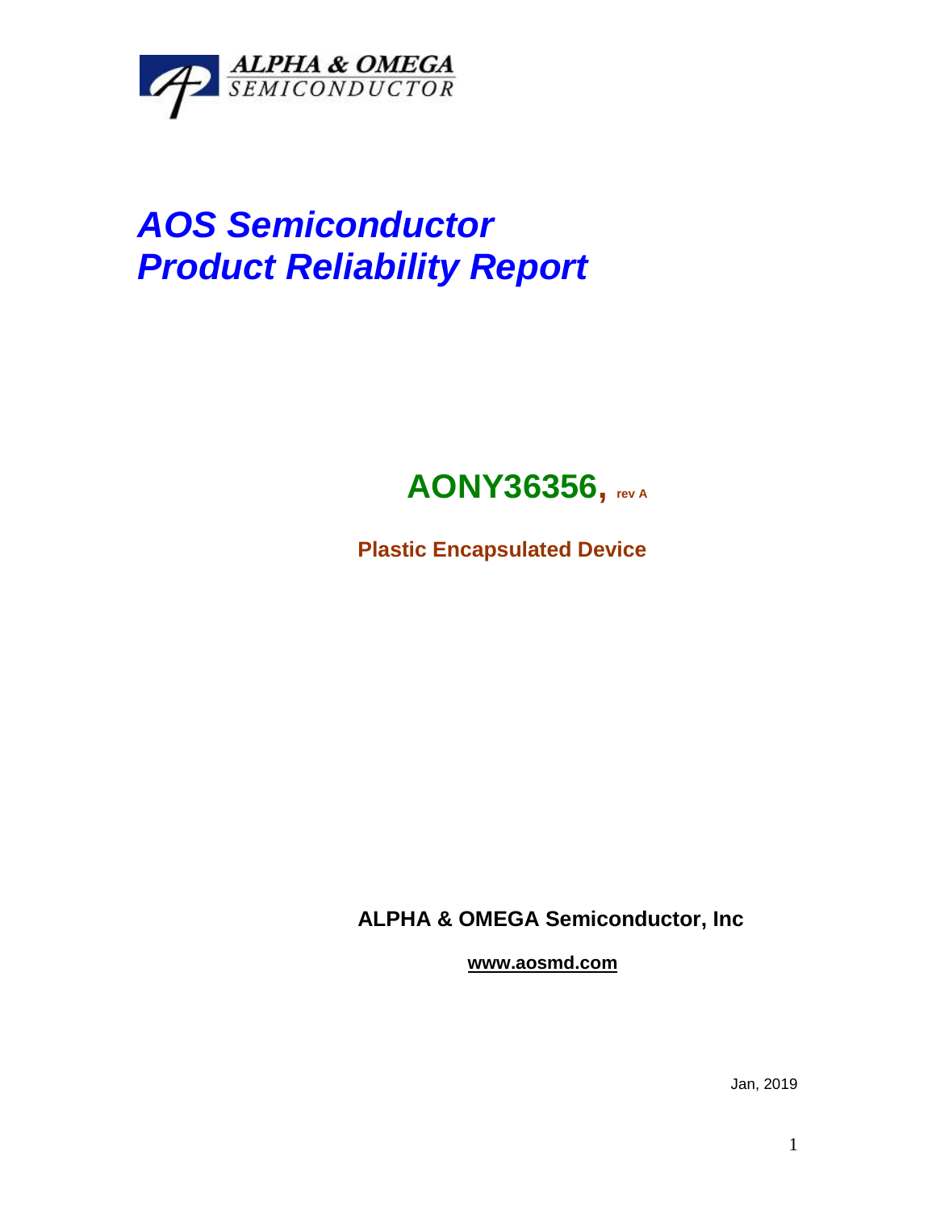ALPHA & OMEGA
SEMICONDUCTOR

# *AOS Semiconductor*
# *Product Reliability Report*

## AONY36356, rev A

**Plastic Encapsulated Device**

**ALPHA & OMEGA Semiconductor, Inc**

**www.aosmd.com**

Jan, 2019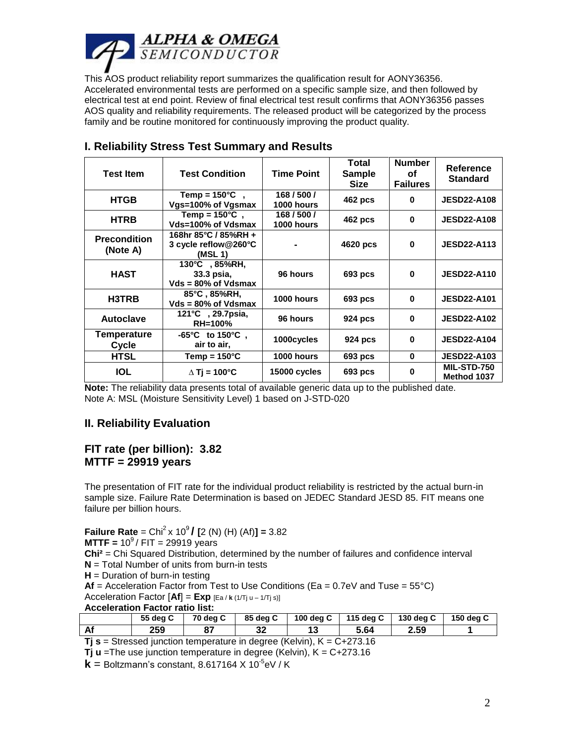This AOS product reliability report summarizes the qualification result for AONY36356. Accelerated environmental tests are performed on a specific sample size, and then followed by electrical test at end point. Review of final electrical test result confirms that AONY36356 passes AOS quality and reliability requirements. The released product will be categorized by the process family and be routine monitored for continuously improving the product quality.

## I. Reliability Stress Test Summary and Results

| Test Item | Test Condition | Time Point | Total Sample Size | Number of Failures | Reference Standard |
|---|---|---|---|---|---|
| HTGB | Temp = 150°C , Vgs=100% of Vgsmax | 168 / 500 / 1000 hours | 462 pcs | 0 | JESD22-A108 |
| HTRB | Temp = 150°C , Vds=100% of Vdsmax | 168 / 500 / 1000 hours | 462 pcs | 0 | JESD22-A108 |
| Precondition (Note A) | 168hr 85°C / 85%RH + 3 cycle reflow@260°C (MSL 1) | - | 4620 pcs | 0 | JESD22-A113 |
| HAST | 130°C , 85%RH, 33.3 psia, Vds = 80% of Vdsmax | 96 hours | 693 pcs | 0 | JESD22-A110 |
| H3TRB | 85°C , 85%RH, Vds = 80% of Vdsmax | 1000 hours | 693 pcs | 0 | JESD22-A101 |
| Autoclave | 121°C , 29.7psia, RH=100% | 96 hours | 924 pcs | 0 | JESD22-A102 |
| Temperature Cycle | -65°C to 150°C , air to air, | 1000cycles | 924 pcs | 0 | JESD22-A104 |
| HTSL | Temp = 150°C | 1000 hours | 693 pcs | 0 | JESD22-A103 |
| IOL | $\Delta$ Tj = 100°C | 15000 cycles | 693 pcs | 0 | MIL-STD-750 Method 1037 |

**Note:** The reliability data presents total of available generic data up to the published date.
Note A: MSL (Moisture Sensitivity Level) 1 based on J-STD-020

## II. Reliability Evaluation

### FIT rate (per billion): 3.82
### MTTF = 29919 years

The presentation of FIT rate for the individual product reliability is restricted by the actual burn-in sample size. Failure Rate Determination is based on JEDEC Standard JESD 85. FIT means one failure per billion hours.

**Failure Rate** = $Chi^2 \times 10^9$ **/ [**2 (N) (H) (Af)**] =** 3.82
**MTTF =** $10^9$ / FIT = 29919 years
**Chi²** = Chi Squared Distribution, determined by the number of failures and confidence interval
**N** = Total Number of units from burn-in tests
**H** = Duration of burn-in testing
**Af** = Acceleration Factor from Test to Use Conditions (Ea = 0.7eV and Tuse = 55°C)
Acceleration Factor [**Af**] = **Exp** [Ea / **k** (1/Tj u – 1/Tj s)]

**Acceleration Factor ratio list:**

| | 55 deg C | 70 deg C | 85 deg C | 100 deg C | 115 deg C | 130 deg C | 150 deg C |
|---|---|---|---|---|---|---|---|
| Af | 259 | 87 | 32 | 13 | 5.64 | 2.59 | 1 |

**Tj s** = Stressed junction temperature in degree (Kelvin), K = C+273.16
**Tj u** =The use junction temperature in degree (Kelvin), K = C+273.16
**k** = Boltzmann's constant, $8.617164 \times 10^{-5}$eV / K